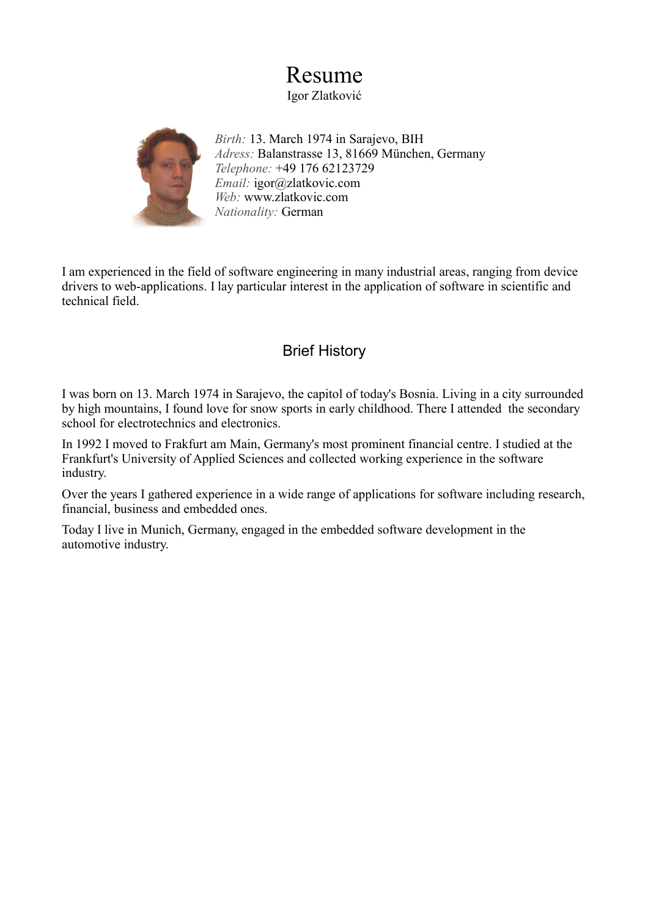# Resume

Igor Zlatković

*Birth:* 13. March 1974 in Sarajevo, BIH
*Adress:* Balanstrasse 13, 81669 München, Germany
*Telephone:* +49 176 62123729
*Email:* igor@zlatkovic.com
*Web:* www.zlatkovic.com
*Nationality:* German

I am experienced in the field of software engineering in many industrial areas, ranging from device drivers to web-applications. I lay particular interest in the application of software in scientific and technical field.

## Brief History

I was born on 13. March 1974 in Sarajevo, the capitol of today's Bosnia. Living in a city surrounded by high mountains, I found love for snow sports in early childhood. There I attended the secondary school for electrotechnics and electronics.

In 1992 I moved to Frakfurt am Main, Germany's most prominent financial centre. I studied at the Frankfurt's University of Applied Sciences and collected working experience in the software industry.

Over the years I gathered experience in a wide range of applications for software including research, financial, business and embedded ones.

Today I live in Munich, Germany, engaged in the embedded software development in the automotive industry.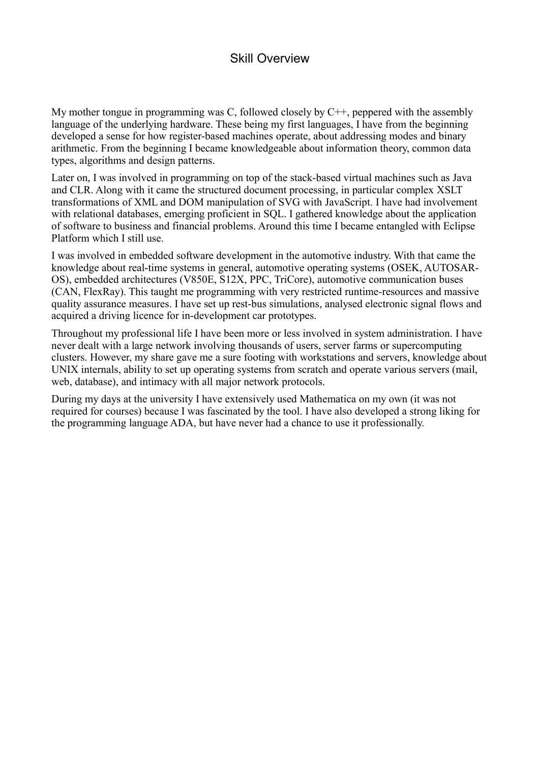# Skill Overview

My mother tongue in programming was C, followed closely by C++, peppered with the assembly language of the underlying hardware. These being my first languages, I have from the beginning developed a sense for how register-based machines operate, about addressing modes and binary arithmetic. From the beginning I became knowledgeable about information theory, common data types, algorithms and design patterns.

Later on, I was involved in programming on top of the stack-based virtual machines such as Java and CLR. Along with it came the structured document processing, in particular complex XSLT transformations of XML and DOM manipulation of SVG with JavaScript. I have had involvement with relational databases, emerging proficient in SQL. I gathered knowledge about the application of software to business and financial problems. Around this time I became entangled with Eclipse Platform which I still use.

I was involved in embedded software development in the automotive industry. With that came the knowledge about real-time systems in general, automotive operating systems (OSEK, AUTOSAR-OS), embedded architectures (V850E, S12X, PPC, TriCore), automotive communication buses (CAN, FlexRay). This taught me programming with very restricted runtime-resources and massive quality assurance measures. I have set up rest-bus simulations, analysed electronic signal flows and acquired a driving licence for in-development car prototypes.

Throughout my professional life I have been more or less involved in system administration. I have never dealt with a large network involving thousands of users, server farms or supercomputing clusters. However, my share gave me a sure footing with workstations and servers, knowledge about UNIX internals, ability to set up operating systems from scratch and operate various servers (mail, web, database), and intimacy with all major network protocols.

During my days at the university I have extensively used Mathematica on my own (it was not required for courses) because I was fascinated by the tool. I have also developed a strong liking for the programming language ADA, but have never had a chance to use it professionally.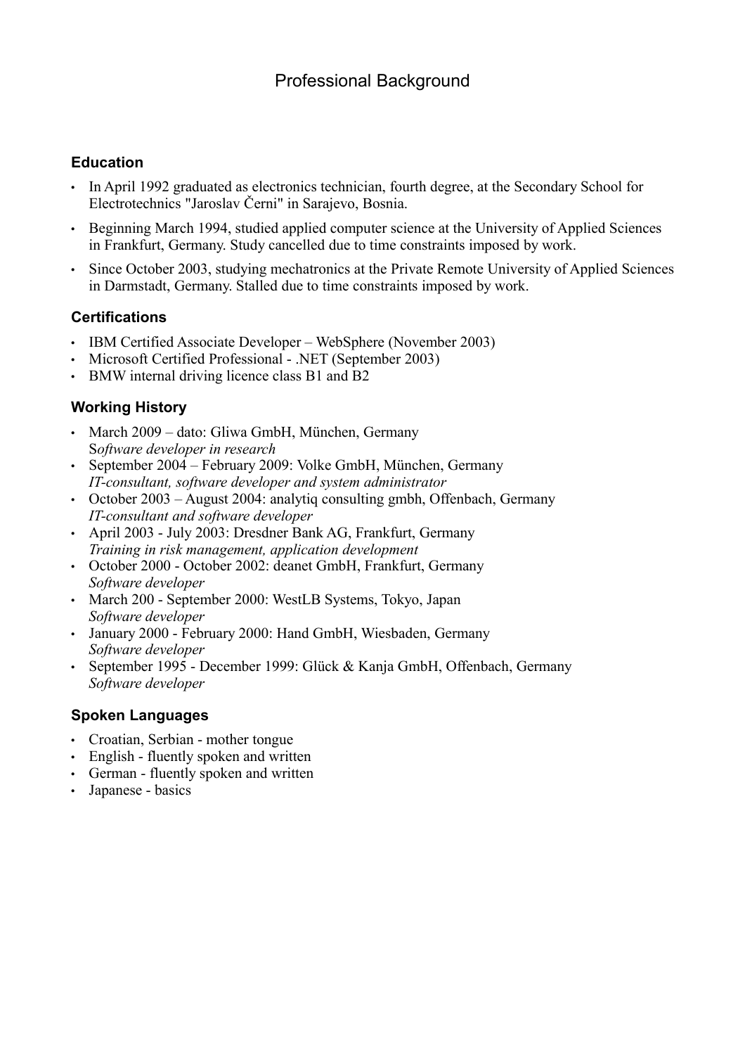# Professional Background

## Education

- In April 1992 graduated as electronics technician, fourth degree, at the Secondary School for Electrotechnics "Jaroslav Černi" in Sarajevo, Bosnia.
- Beginning March 1994, studied applied computer science at the University of Applied Sciences in Frankfurt, Germany. Study cancelled due to time constraints imposed by work.
- Since October 2003, studying mechatronics at the Private Remote University of Applied Sciences in Darmstadt, Germany. Stalled due to time constraints imposed by work.

## Certifications

- IBM Certified Associate Developer – WebSphere (November 2003)
- Microsoft Certified Professional - .NET (September 2003)
- BMW internal driving licence class B1 and B2

## Working History

- March 2009 – dato: Gliwa GmbH, München, Germany  
  S*oftware developer in research*
- September 2004 – February 2009: Volke GmbH, München, Germany  
  *IT-consultant, software developer and system administrator*
- October 2003 – August 2004: analytiq consulting gmbh, Offenbach, Germany  
  *IT-consultant and software developer*
- April 2003 - July 2003: Dresdner Bank AG, Frankfurt, Germany  
  *Training in risk management, application development*
- October 2000 - October 2002: deanet GmbH, Frankfurt, Germany  
  *Software developer*
- March 200 - September 2000: WestLB Systems, Tokyo, Japan  
  *Software developer*
- January 2000 - February 2000: Hand GmbH, Wiesbaden, Germany  
  *Software developer*
- September 1995 - December 1999: Glück & Kanja GmbH, Offenbach, Germany  
  *Software developer*

## Spoken Languages

- Croatian, Serbian - mother tongue
- English - fluently spoken and written
- German - fluently spoken and written
- Japanese - basics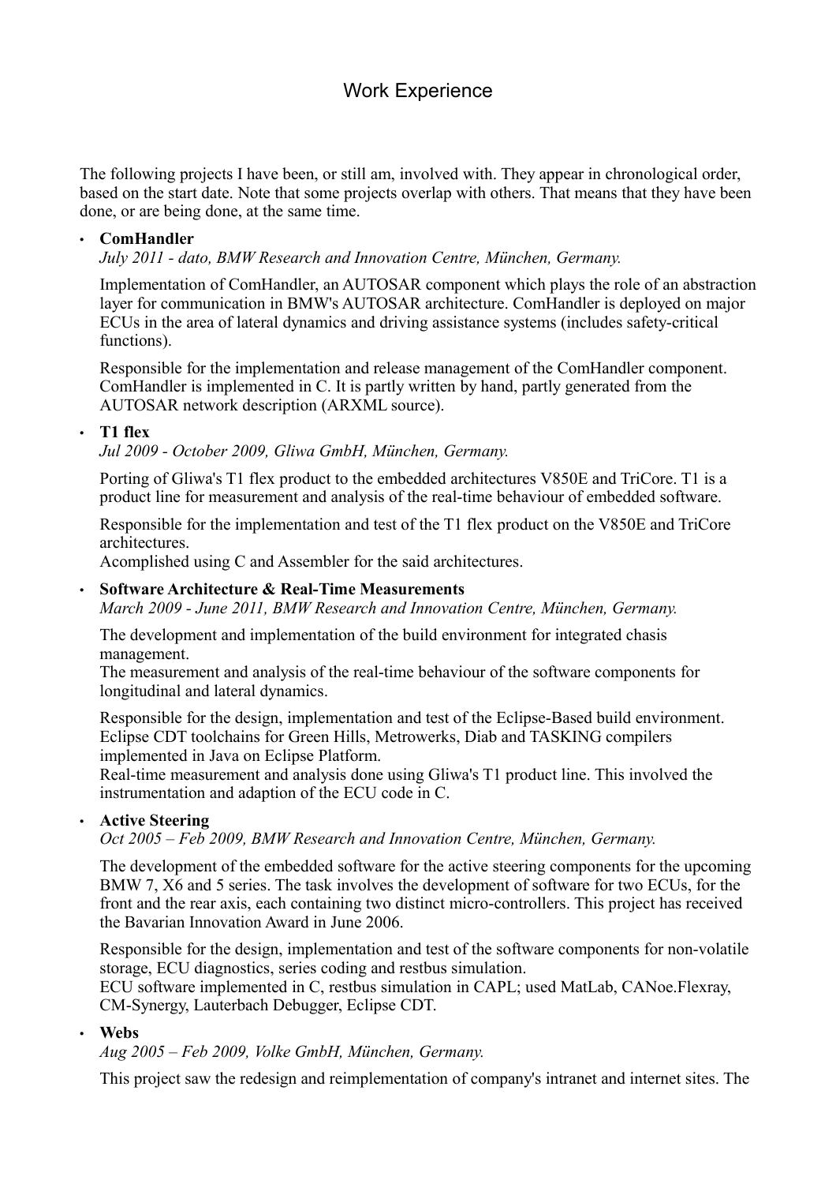# Work Experience

The following projects I have been, or still am, involved with. They appear in chronological order, based on the start date. Note that some projects overlap with others. That means that they have been done, or are being done, at the same time.

- **ComHandler**

  *July 2011 - dato, BMW Research and Innovation Centre, München, Germany.*

  Implementation of ComHandler, an AUTOSAR component which plays the role of an abstraction layer for communication in BMW's AUTOSAR architecture. ComHandler is deployed on major ECUs in the area of lateral dynamics and driving assistance systems (includes safety-critical functions).

  Responsible for the implementation and release management of the ComHandler component. ComHandler is implemented in C. It is partly written by hand, partly generated from the AUTOSAR network description (ARXML source).

- **T1 flex**

  *Jul 2009 - October 2009, Gliwa GmbH, München, Germany.*

  Porting of Gliwa's T1 flex product to the embedded architectures V850E and TriCore. T1 is a product line for measurement and analysis of the real-time behaviour of embedded software.

  Responsible for the implementation and test of the T1 flex product on the V850E and TriCore architectures.
  Acomplished using C and Assembler for the said architectures.

- **Software Architecture & Real-Time Measurements**

  *March 2009 - June 2011, BMW Research and Innovation Centre, München, Germany.*

  The development and implementation of the build environment for integrated chasis management.
  The measurement and analysis of the real-time behaviour of the software components for longitudinal and lateral dynamics.

  Responsible for the design, implementation and test of the Eclipse-Based build environment. Eclipse CDT toolchains for Green Hills, Metrowerks, Diab and TASKING compilers implemented in Java on Eclipse Platform.
  Real-time measurement and analysis done using Gliwa's T1 product line. This involved the instrumentation and adaption of the ECU code in C.

- **Active Steering**

  *Oct 2005 – Feb 2009, BMW Research and Innovation Centre, München, Germany.*

  The development of the embedded software for the active steering components for the upcoming BMW 7, X6 and 5 series. The task involves the development of software for two ECUs, for the front and the rear axis, each containing two distinct micro-controllers. This project has received the Bavarian Innovation Award in June 2006.

  Responsible for the design, implementation and test of the software components for non-volatile storage, ECU diagnostics, series coding and restbus simulation.
  ECU software implemented in C, restbus simulation in CAPL; used MatLab, CANoe.Flexray, CM-Synergy, Lauterbach Debugger, Eclipse CDT.

- **Webs**

  *Aug 2005 – Feb 2009, Volke GmbH, München, Germany.*

  This project saw the redesign and reimplementation of company's intranet and internet sites. The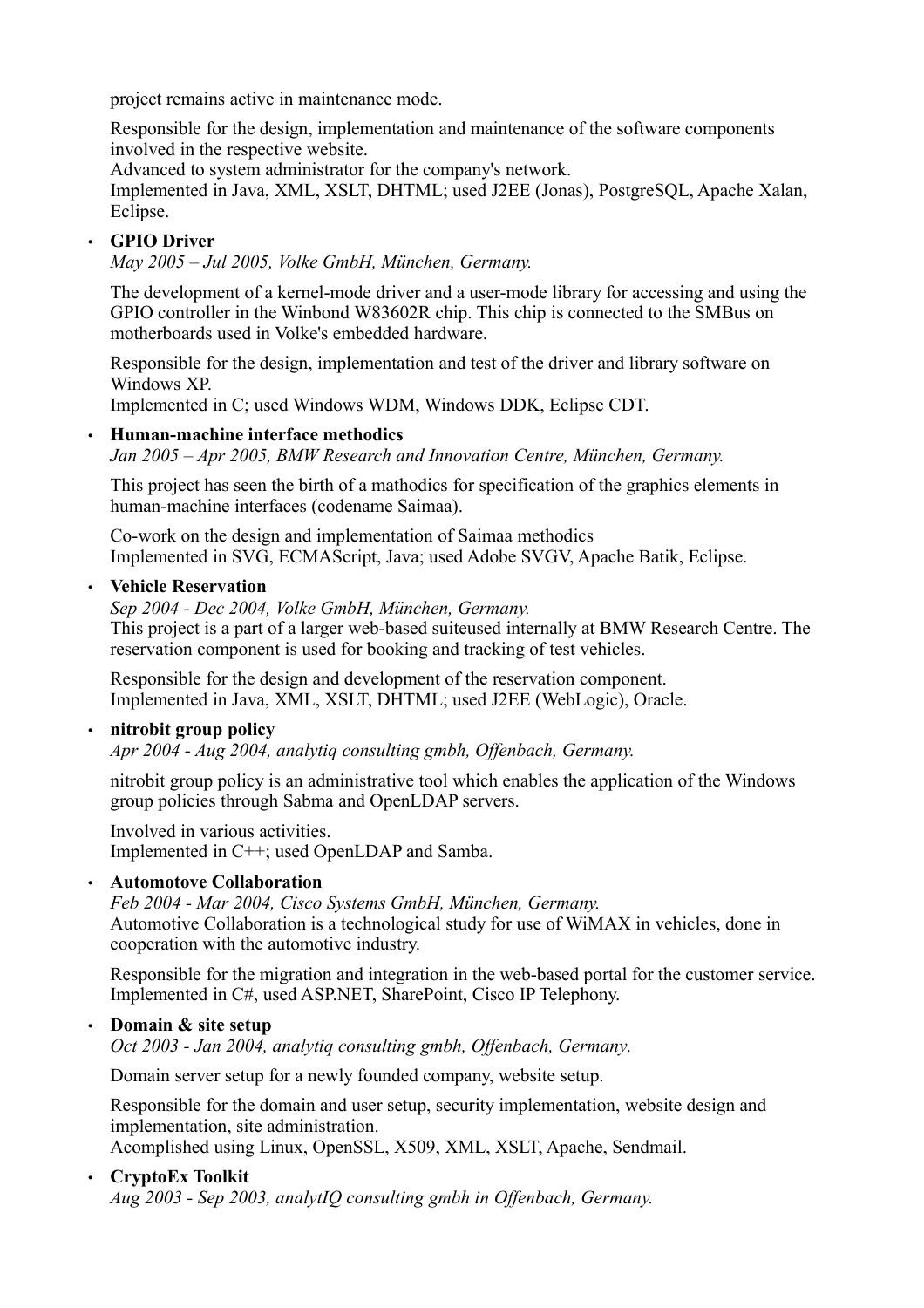project remains active in maintenance mode.

Responsible for the design, implementation and maintenance of the software components involved in the respective website.
Advanced to system administrator for the company's network.
Implemented in Java, XML, XSLT, DHTML; used J2EE (Jonas), PostgreSQL, Apache Xalan, Eclipse.

- **GPIO Driver**
  *May 2005 – Jul 2005, Volke GmbH, München, Germany.*

  The development of a kernel-mode driver and a user-mode library for accessing and using the GPIO controller in the Winbond W83602R chip. This chip is connected to the SMBus on motherboards used in Volke's embedded hardware.

  Responsible for the design, implementation and test of the driver and library software on Windows XP.
  Implemented in C; used Windows WDM, Windows DDK, Eclipse CDT.

- **Human-machine interface methodics**
  *Jan 2005 – Apr 2005, BMW Research and Innovation Centre, München, Germany.*

  This project has seen the birth of a mathodics for specification of the graphics elements in human-machine interfaces (codename Saimaa).

  Co-work on the design and implementation of Saimaa methodics
  Implemented in SVG, ECMAScript, Java; used Adobe SVGV, Apache Batik, Eclipse.

- **Vehicle Reservation**
  *Sep 2004 - Dec 2004, Volke GmbH, München, Germany.*
  This project is a part of a larger web-based suiteused internally at BMW Research Centre. The reservation component is used for booking and tracking of test vehicles.

  Responsible for the design and development of the reservation component.
  Implemented in Java, XML, XSLT, DHTML; used J2EE (WebLogic), Oracle.

- **nitrobit group policy**
  *Apr 2004 - Aug 2004, analytiq consulting gmbh, Offenbach, Germany.*

  nitrobit group policy is an administrative tool which enables the application of the Windows group policies through Sabma and OpenLDAP servers.

  Involved in various activities.
  Implemented in C++; used OpenLDAP and Samba.

- **Automotove Collaboration**
  *Feb 2004 - Mar 2004, Cisco Systems GmbH, München, Germany.*
  Automotive Collaboration is a technological study for use of WiMAX in vehicles, done in cooperation with the automotive industry.

  Responsible for the migration and integration in the web-based portal for the customer service.
  Implemented in C#, used ASP.NET, SharePoint, Cisco IP Telephony.

- **Domain & site setup**
  *Oct 2003 - Jan 2004, analytiq consulting gmbh, Offenbach, Germany.*

  Domain server setup for a newly founded company, website setup.

  Responsible for the domain and user setup, security implementation, website design and implementation, site administration.
  Acomplished using Linux, OpenSSL, X509, XML, XSLT, Apache, Sendmail.

- **CryptoEx Toolkit**
  *Aug 2003 - Sep 2003, analytIQ consulting gmbh in Offenbach, Germany.*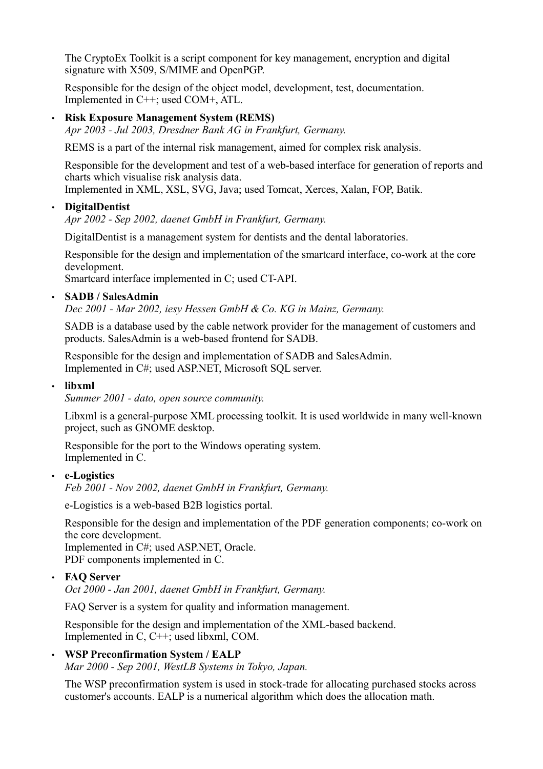The CryptoEx Toolkit is a script component for key management, encryption and digital signature with X509, S/MIME and OpenPGP.

Responsible for the design of the object model, development, test, documentation.
Implemented in C++; used COM+, ATL.

- **Risk Exposure Management System (REMS)**
  *Apr 2003 - Jul 2003, Dresdner Bank AG in Frankfurt, Germany.*

  REMS is a part of the internal risk management, aimed for complex risk analysis.

  Responsible for the development and test of a web-based interface for generation of reports and charts which visualise risk analysis data.
  Implemented in XML, XSL, SVG, Java; used Tomcat, Xerces, Xalan, FOP, Batik.

- **DigitalDentist**
  *Apr 2002 - Sep 2002, daenet GmbH in Frankfurt, Germany.*

  DigitalDentist is a management system for dentists and the dental laboratories.

  Responsible for the design and implementation of the smartcard interface, co-work at the core development.
  Smartcard interface implemented in C; used CT-API.

- **SADB / SalesAdmin**
  *Dec 2001 - Mar 2002, iesy Hessen GmbH & Co. KG in Mainz, Germany.*

  SADB is a database used by the cable network provider for the management of customers and products. SalesAdmin is a web-based frontend for SADB.

  Responsible for the design and implementation of SADB and SalesAdmin.
  Implemented in C#; used ASP.NET, Microsoft SQL server.

- **libxml**
  *Summer 2001 - dato, open source community.*

  Libxml is a general-purpose XML processing toolkit. It is used worldwide in many well-known project, such as GNOME desktop.

  Responsible for the port to the Windows operating system.
  Implemented in C.

- **e-Logistics**
  *Feb 2001 - Nov 2002, daenet GmbH in Frankfurt, Germany.*

  e-Logistics is a web-based B2B logistics portal.

  Responsible for the design and implementation of the PDF generation components; co-work on the core development.
  Implemented in C#; used ASP.NET, Oracle.
  PDF components implemented in C.

- **FAQ Server**
  *Oct 2000 - Jan 2001, daenet GmbH in Frankfurt, Germany.*

  FAQ Server is a system for quality and information management.

  Responsible for the design and implementation of the XML-based backend.
  Implemented in C, C++; used libxml, COM.

- **WSP Preconfirmation System / EALP**
  *Mar 2000 - Sep 2001, WestLB Systems in Tokyo, Japan.*

  The WSP preconfirmation system is used in stock-trade for allocating purchased stocks across customer's accounts. EALP is a numerical algorithm which does the allocation math.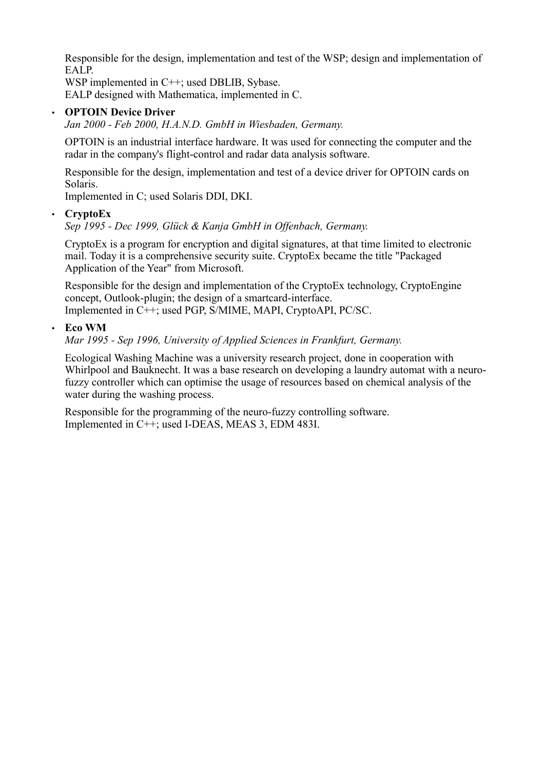Responsible for the design, implementation and test of the WSP; design and implementation of EALP.
WSP implemented in C++; used DBLIB, Sybase.
EALP designed with Mathematica, implemented in C.

- **OPTOIN Device Driver**
  *Jan 2000 - Feb 2000, H.A.N.D. GmbH in Wiesbaden, Germany.*

  OPTOIN is an industrial interface hardware. It was used for connecting the computer and the radar in the company's flight-control and radar data analysis software.

  Responsible for the design, implementation and test of a device driver for OPTOIN cards on Solaris.
  Implemented in C; used Solaris DDI, DKI.

- **CryptoEx**
  *Sep 1995 - Dec 1999, Glück & Kanja GmbH in Offenbach, Germany.*

  CryptoEx is a program for encryption and digital signatures, at that time limited to electronic mail. Today it is a comprehensive security suite. CryptoEx became the title "Packaged Application of the Year" from Microsoft.

  Responsible for the design and implementation of the CryptoEx technology, CryptoEngine concept, Outlook-plugin; the design of a smartcard-interface.
  Implemented in C++; used PGP, S/MIME, MAPI, CryptoAPI, PC/SC.

- **Eco WM**
  *Mar 1995 - Sep 1996, University of Applied Sciences in Frankfurt, Germany.*

  Ecological Washing Machine was a university research project, done in cooperation with Whirlpool and Bauknecht. It was a base research on developing a laundry automat with a neuro-fuzzy controller which can optimise the usage of resources based on chemical analysis of the water during the washing process.

  Responsible for the programming of the neuro-fuzzy controlling software.
  Implemented in C++; used I-DEAS, MEAS 3, EDM 483I.